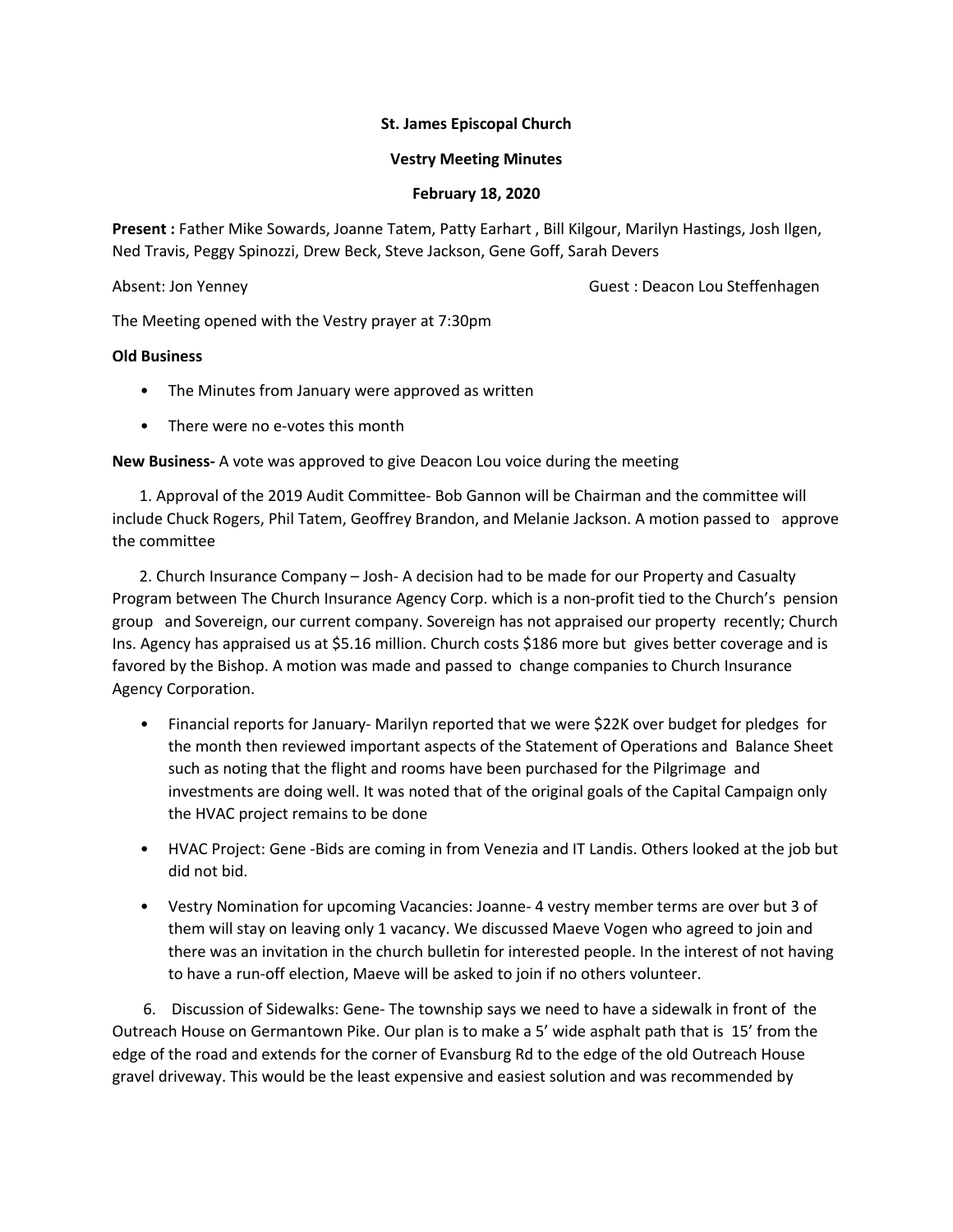**St. James Episcopal Church**

**Vestry Meeting Minutes**

**February 18, 2020**

**Present :** Father Mike Sowards, Joanne Tatem, Patty Earhart , Bill Kilgour, Marilyn Hastings, Josh Ilgen, Ned Travis, Peggy Spinozzi, Drew Beck, Steve Jackson, Gene Goff, Sarah Devers

Absent: Jon Yenney Guest : Deacon Lou Steffenhagen

The Meeting opened with the Vestry prayer at 7:30pm

**Old Business**

- The Minutes from January were approved as written
- There were no e-votes this month

**New Business-** A vote was approved to give Deacon Lou voice during the meeting

1. Approval of the 2019 Audit Committee- Bob Gannon will be Chairman and the committee will include Chuck Rogers, Phil Tatem, Geoffrey Brandon, and Melanie Jackson. A motion passed to approve the committee

2. Church Insurance Company – Josh- A decision had to be made for our Property and Casualty Program between The Church Insurance Agency Corp. which is a non-profit tied to the Church's pension group and Sovereign, our current company. Sovereign has not appraised our property recently; Church Ins. Agency has appraised us at $5.16 million. Church costs $186 more but gives better coverage and is favored by the Bishop. A motion was made and passed to change companies to Church Insurance Agency Corporation.

- Financial reports for January- Marilyn reported that we were $22K over budget for pledges for the month then reviewed important aspects of the Statement of Operations and Balance Sheet such as noting that the flight and rooms have been purchased for the Pilgrimage and investments are doing well. It was noted that of the original goals of the Capital Campaign only the HVAC project remains to be done
- HVAC Project: Gene -Bids are coming in from Venezia and IT Landis. Others looked at the job but did not bid.
- Vestry Nomination for upcoming Vacancies: Joanne- 4 vestry member terms are over but 3 of them will stay on leaving only 1 vacancy. We discussed Maeve Vogen who agreed to join and there was an invitation in the church bulletin for interested people. In the interest of not having to have a run-off election, Maeve will be asked to join if no others volunteer.

6. Discussion of Sidewalks: Gene- The township says we need to have a sidewalk in front of the Outreach House on Germantown Pike. Our plan is to make a 5' wide asphalt path that is 15' from the edge of the road and extends for the corner of Evansburg Rd to the edge of the old Outreach House gravel driveway. This would be the least expensive and easiest solution and was recommended by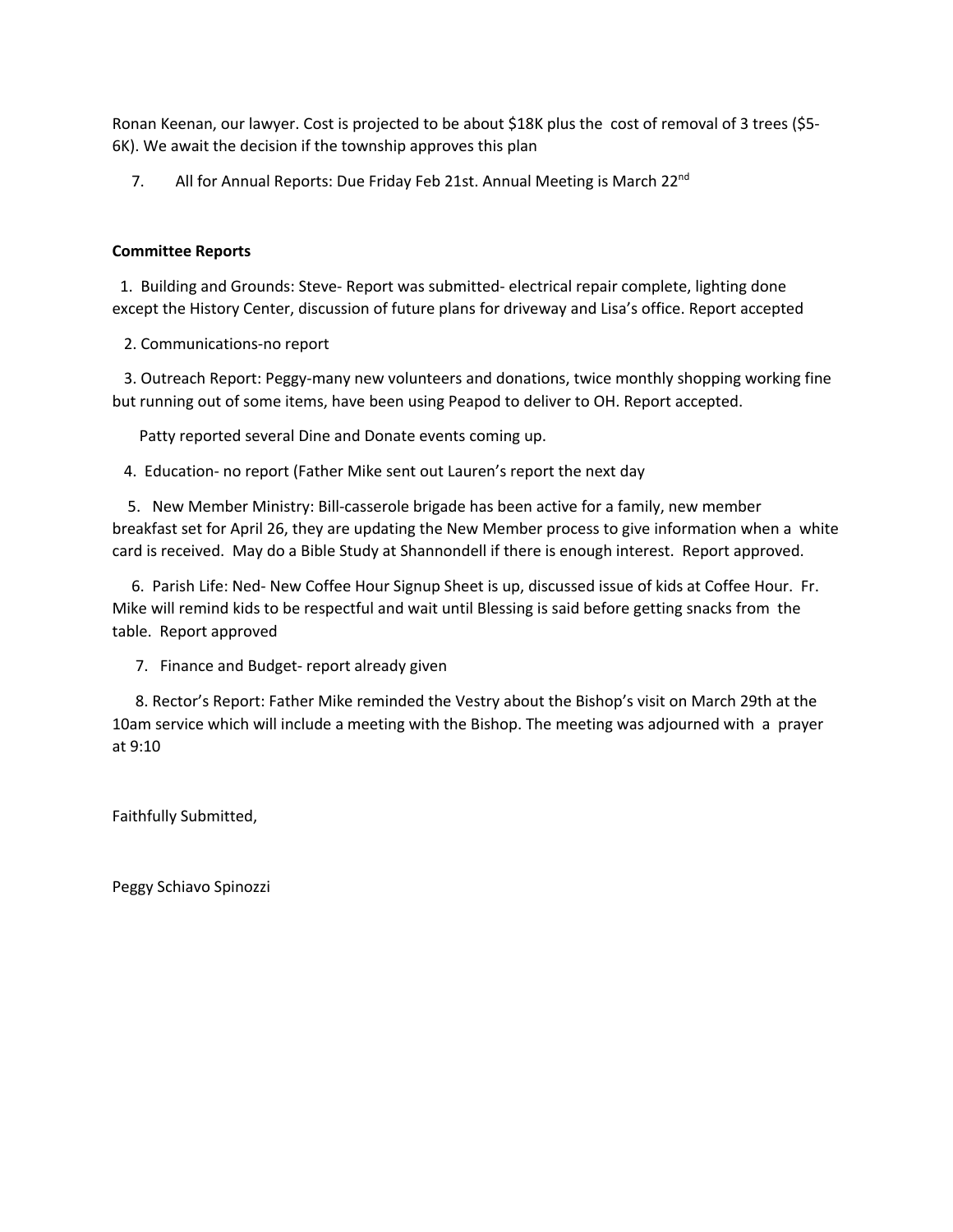Ronan Keenan, our lawyer. Cost is projected to be about $18K plus the cost of removal of 3 trees ($5-6K). We await the decision if the township approves this plan

7. All for Annual Reports: Due Friday Feb 21st. Annual Meeting is March 22nd

**Committee Reports**

1. Building and Grounds: Steve- Report was submitted- electrical repair complete, lighting done except the History Center, discussion of future plans for driveway and Lisa's office. Report accepted

2. Communications-no report

3. Outreach Report: Peggy-many new volunteers and donations, twice monthly shopping working fine but running out of some items, have been using Peapod to deliver to OH. Report accepted.

   Patty reported several Dine and Donate events coming up.

4. Education- no report (Father Mike sent out Lauren's report the next day

5. New Member Ministry: Bill-casserole brigade has been active for a family, new member breakfast set for April 26, they are updating the New Member process to give information when a white card is received. May do a Bible Study at Shannondell if there is enough interest. Report approved.

6. Parish Life: Ned- New Coffee Hour Signup Sheet is up, discussed issue of kids at Coffee Hour. Fr. Mike will remind kids to be respectful and wait until Blessing is said before getting snacks from the table. Report approved

7. Finance and Budget- report already given

8. Rector's Report: Father Mike reminded the Vestry about the Bishop's visit on March 29th at the 10am service which will include a meeting with the Bishop. The meeting was adjourned with a prayer at 9:10

Faithfully Submitted,

Peggy Schiavo Spinozzi